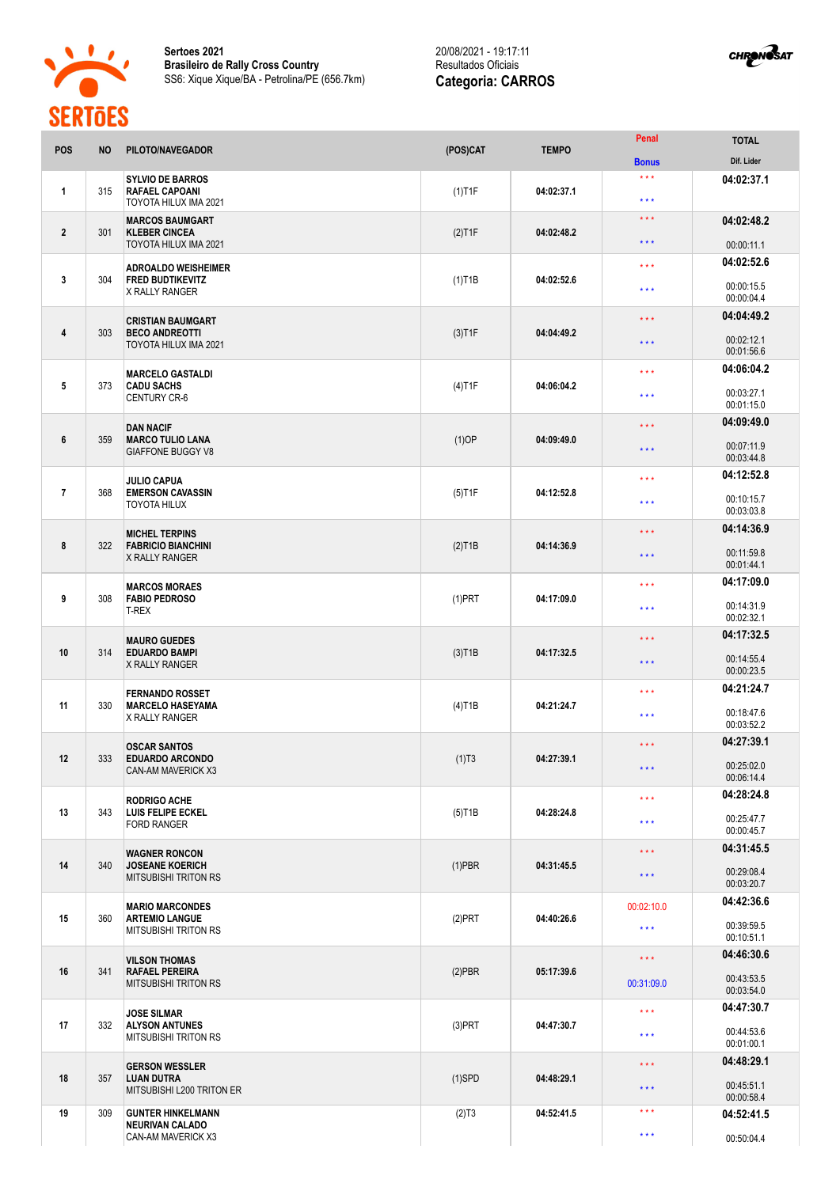**Sertoes 2021**
**Brasileiro de Rally Cross Country**
SS6: Xique Xique/BA - Petrolina/PE (656.7km)

20/08/2021 - 19:17:11
Resultados Oficiais
**Categoria: CARROS**

| POS | NO | PILOTO/NAVEGADOR | (POS)CAT | TEMPO | Penal / Bonus | TOTAL / Dif. Lider |
|---|---|---|---|---|---|---|
| 1 | 315 | **SYLVIO DE BARROS** **RAFAEL CAPOANI** TOYOTA HILUX IMA 2021 | (1)T1F | 04:02:37.1 | \*\*\* / \*\*\* | **04:02:37.1** |
| 2 | 301 | **MARCOS BAUMGART** **KLEBER CINCEA** TOYOTA HILUX IMA 2021 | (2)T1F | 04:02:48.2 | \*\*\* / \*\*\* | **04:02:48.2** 00:00:11.1 |
| 3 | 304 | **ADROALDO WEISHEIMER** **FRED BUDTIKEVITZ** X RALLY RANGER | (1)T1B | 04:02:52.6 | \*\*\* / \*\*\* | **04:02:52.6** 00:00:15.5 00:00:04.4 |
| 4 | 303 | **CRISTIAN BAUMGART** **BECO ANDREOTTI** TOYOTA HILUX IMA 2021 | (3)T1F | 04:04:49.2 | \*\*\* / \*\*\* | **04:04:49.2** 00:02:12.1 00:01:56.6 |
| 5 | 373 | **MARCELO GASTALDI** **CADU SACHS** CENTURY CR-6 | (4)T1F | 04:06:04.2 | \*\*\* / \*\*\* | **04:06:04.2** 00:03:27.1 00:01:15.0 |
| 6 | 359 | **DAN NACIF** **MARCO TULIO LANA** GIAFFONE BUGGY V8 | (1)OP | 04:09:49.0 | \*\*\* / \*\*\* | **04:09:49.0** 00:07:11.9 00:03:44.8 |
| 7 | 368 | **JULIO CAPUA** **EMERSON CAVASSIN** TOYOTA HILUX | (5)T1F | 04:12:52.8 | \*\*\* / \*\*\* | **04:12:52.8** 00:10:15.7 00:03:03.8 |
| 8 | 322 | **MICHEL TERPINS** **FABRICIO BIANCHINI** X RALLY RANGER | (2)T1B | 04:14:36.9 | \*\*\* / \*\*\* | **04:14:36.9** 00:11:59.8 00:01:44.1 |
| 9 | 308 | **MARCOS MORAES** **FABIO PEDROSO** T-REX | (1)PRT | 04:17:09.0 | \*\*\* / \*\*\* | **04:17:09.0** 00:14:31.9 00:02:32.1 |
| 10 | 314 | **MAURO GUEDES** **EDUARDO BAMPI** X RALLY RANGER | (3)T1B | 04:17:32.5 | \*\*\* / \*\*\* | **04:17:32.5** 00:14:55.4 00:00:23.5 |
| 11 | 330 | **FERNANDO ROSSET** **MARCELO HASEYAMA** X RALLY RANGER | (4)T1B | 04:21:24.7 | \*\*\* / \*\*\* | **04:21:24.7** 00:18:47.6 00:03:52.2 |
| 12 | 333 | **OSCAR SANTOS** **EDUARDO ARCONDO** CAN-AM MAVERICK X3 | (1)T3 | 04:27:39.1 | \*\*\* / \*\*\* | **04:27:39.1** 00:25:02.0 00:06:14.4 |
| 13 | 343 | **RODRIGO ACHE** **LUIS FELIPE ECKEL** FORD RANGER | (5)T1B | 04:28:24.8 | \*\*\* / \*\*\* | **04:28:24.8** 00:25:47.7 00:00:45.7 |
| 14 | 340 | **WAGNER RONCON** **JOSEANE KOERICH** MITSUBISHI TRITON RS | (1)PBR | 04:31:45.5 | \*\*\* / \*\*\* | **04:31:45.5** 00:29:08.4 00:03:20.7 |
| 15 | 360 | **MARIO MARCONDES** **ARTEMIO LANGUE** MITSUBISHI TRITON RS | (2)PRT | 04:40:26.6 | 00:02:10.0 / \*\*\* | **04:42:36.6** 00:39:59.5 00:10:51.1 |
| 16 | 341 | **VILSON THOMAS** **RAFAEL PEREIRA** MITSUBISHI TRITON RS | (2)PBR | 05:17:39.6 | \*\*\* / 00:31:09.0 | **04:46:30.6** 00:43:53.5 00:03:54.0 |
| 17 | 332 | **JOSE SILMAR** **ALYSON ANTUNES** MITSUBISHI TRITON RS | (3)PRT | 04:47:30.7 | \*\*\* / \*\*\* | **04:47:30.7** 00:44:53.6 00:01:00.1 |
| 18 | 357 | **GERSON WESSLER** **LUAN DUTRA** MITSUBISHI L200 TRITON ER | (1)SPD | 04:48:29.1 | \*\*\* / \*\*\* | **04:48:29.1** 00:45:51.1 00:00:58.4 |
| 19 | 309 | **GUNTER HINKELMANN** **NEURIVAN CALADO** CAN-AM MAVERICK X3 | (2)T3 | 04:52:41.5 | \*\*\* / \*\*\* | **04:52:41.5** 00:50:04.4 |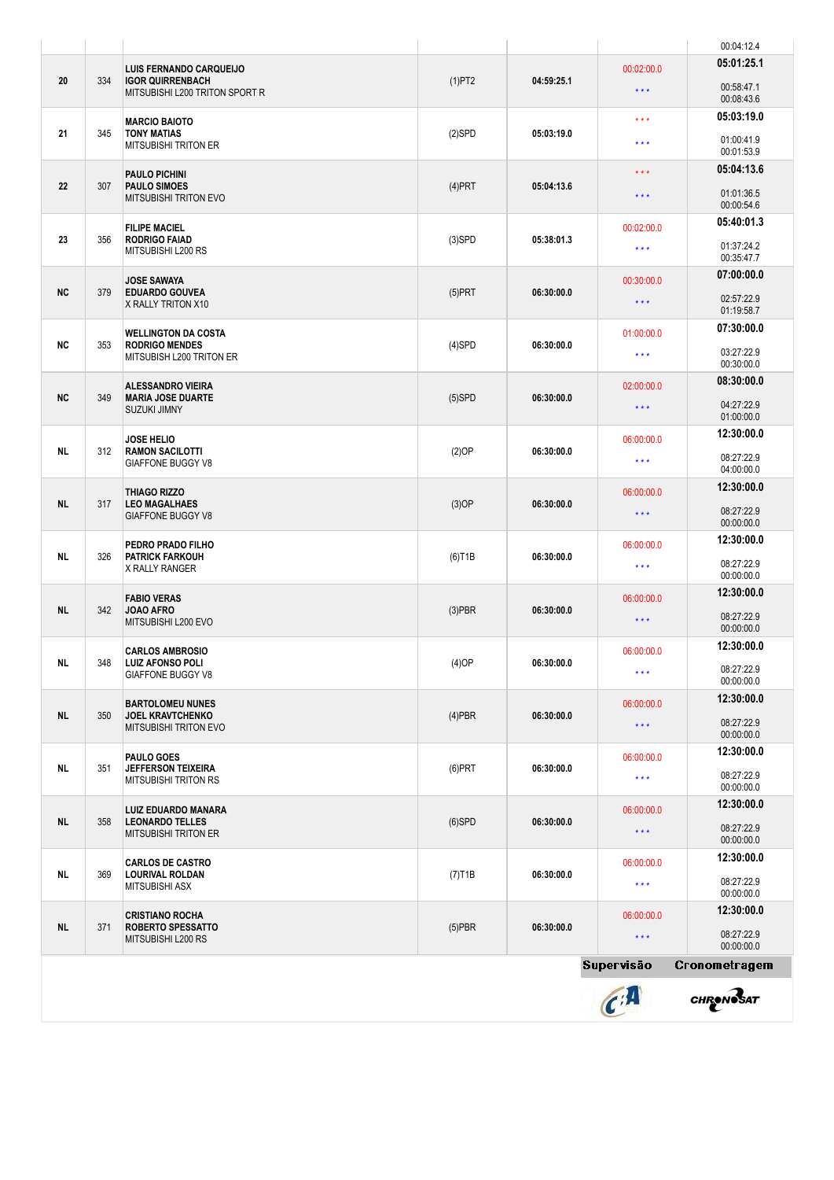| | | | | | | |
|---|---|---|---|---|---|---|
| | | | | | | 00:04:12.4 |
| 20 | 334 | **LUIS FERNANDO CARQUEIJO**<br>**IGOR QUIRRENBACH**<br>MITSUBISHI L200 TRITON SPORT R | (1)PT2 | 04:59:25.1 | 00:02:00.0<br>*** | **05:01:25.1**<br>00:58:47.1<br>00:08:43.6 |
| 21 | 345 | **MARCIO BAIOTO**<br>**TONY MATIAS**<br>MITSUBISHI TRITON ER | (2)SPD | 05:03:19.0 | ***<br>*** | **05:03:19.0**<br>01:00:41.9<br>00:01:53.9 |
| 22 | 307 | **PAULO PICHINI**<br>**PAULO SIMOES**<br>MITSUBISHI TRITON EVO | (4)PRT | 05:04:13.6 | ***<br>*** | **05:04:13.6**<br>01:01:36.5<br>00:00:54.6 |
| 23 | 356 | **FILIPE MACIEL**<br>**RODRIGO FAIAD**<br>MITSUBISHI L200 RS | (3)SPD | 05:38:01.3 | 00:02:00.0<br>*** | **05:40:01.3**<br>01:37:24.2<br>00:35:47.7 |
| NC | 379 | **JOSE SAWAYA**<br>**EDUARDO GOUVEA**<br>X RALLY TRITON X10 | (5)PRT | 06:30:00.0 | 00:30:00.0<br>*** | **07:00:00.0**<br>02:57:22.9<br>01:19:58.7 |
| NC | 353 | **WELLINGTON DA COSTA**<br>**RODRIGO MENDES**<br>MITSUBISH L200 TRITON ER | (4)SPD | 06:30:00.0 | 01:00:00.0<br>*** | **07:30:00.0**<br>03:27:22.9<br>00:30:00.0 |
| NC | 349 | **ALESSANDRO VIEIRA**<br>**MARIA JOSE DUARTE**<br>SUZUKI JIMNY | (5)SPD | 06:30:00.0 | 02:00:00.0<br>*** | **08:30:00.0**<br>04:27:22.9<br>01:00:00.0 |
| NL | 312 | **JOSE HELIO**<br>**RAMON SACILOTTI**<br>GIAFFONE BUGGY V8 | (2)OP | 06:30:00.0 | 06:00:00.0<br>*** | **12:30:00.0**<br>08:27:22.9<br>04:00:00.0 |
| NL | 317 | **THIAGO RIZZO**<br>**LEO MAGALHAES**<br>GIAFFONE BUGGY V8 | (3)OP | 06:30:00.0 | 06:00:00.0<br>*** | **12:30:00.0**<br>08:27:22.9<br>00:00:00.0 |
| NL | 326 | **PEDRO PRADO FILHO**<br>**PATRICK FARKOUH**<br>X RALLY RANGER | (6)T1B | 06:30:00.0 | 06:00:00.0<br>*** | **12:30:00.0**<br>08:27:22.9<br>00:00:00.0 |
| NL | 342 | **FABIO VERAS**<br>**JOAO AFRO**<br>MITSUBISHI L200 EVO | (3)PBR | 06:30:00.0 | 06:00:00.0<br>*** | **12:30:00.0**<br>08:27:22.9<br>00:00:00.0 |
| NL | 348 | **CARLOS AMBROSIO**<br>**LUIZ AFONSO POLI**<br>GIAFFONE BUGGY V8 | (4)OP | 06:30:00.0 | 06:00:00.0<br>*** | **12:30:00.0**<br>08:27:22.9<br>00:00:00.0 |
| NL | 350 | **BARTOLOMEU NUNES**<br>**JOEL KRAVTCHENKO**<br>MITSUBISHI TRITON EVO | (4)PBR | 06:30:00.0 | 06:00:00.0<br>*** | **12:30:00.0**<br>08:27:22.9<br>00:00:00.0 |
| NL | 351 | **PAULO GOES**<br>**JEFFERSON TEIXEIRA**<br>MITSUBISHI TRITON RS | (6)PRT | 06:30:00.0 | 06:00:00.0<br>*** | **12:30:00.0**<br>08:27:22.9<br>00:00:00.0 |
| NL | 358 | **LUIZ EDUARDO MANARA**<br>**LEONARDO TELLES**<br>MITSUBISHI TRITON ER | (6)SPD | 06:30:00.0 | 06:00:00.0<br>*** | **12:30:00.0**<br>08:27:22.9<br>00:00:00.0 |
| NL | 369 | **CARLOS DE CASTRO**<br>**LOURIVAL ROLDAN**<br>MITSUBISHI ASX | (7)T1B | 06:30:00.0 | 06:00:00.0<br>*** | **12:30:00.0**<br>08:27:22.9<br>00:00:00.0 |
| NL | 371 | **CRISTIANO ROCHA**<br>**ROBERTO SPESSATTO**<br>MITSUBISHI L200 RS | (5)PBR | 06:30:00.0 | 06:00:00.0<br>*** | **12:30:00.0**<br>08:27:22.9<br>00:00:00.0 |

Supervisão Cronometragem

CBA CHRONOSAT